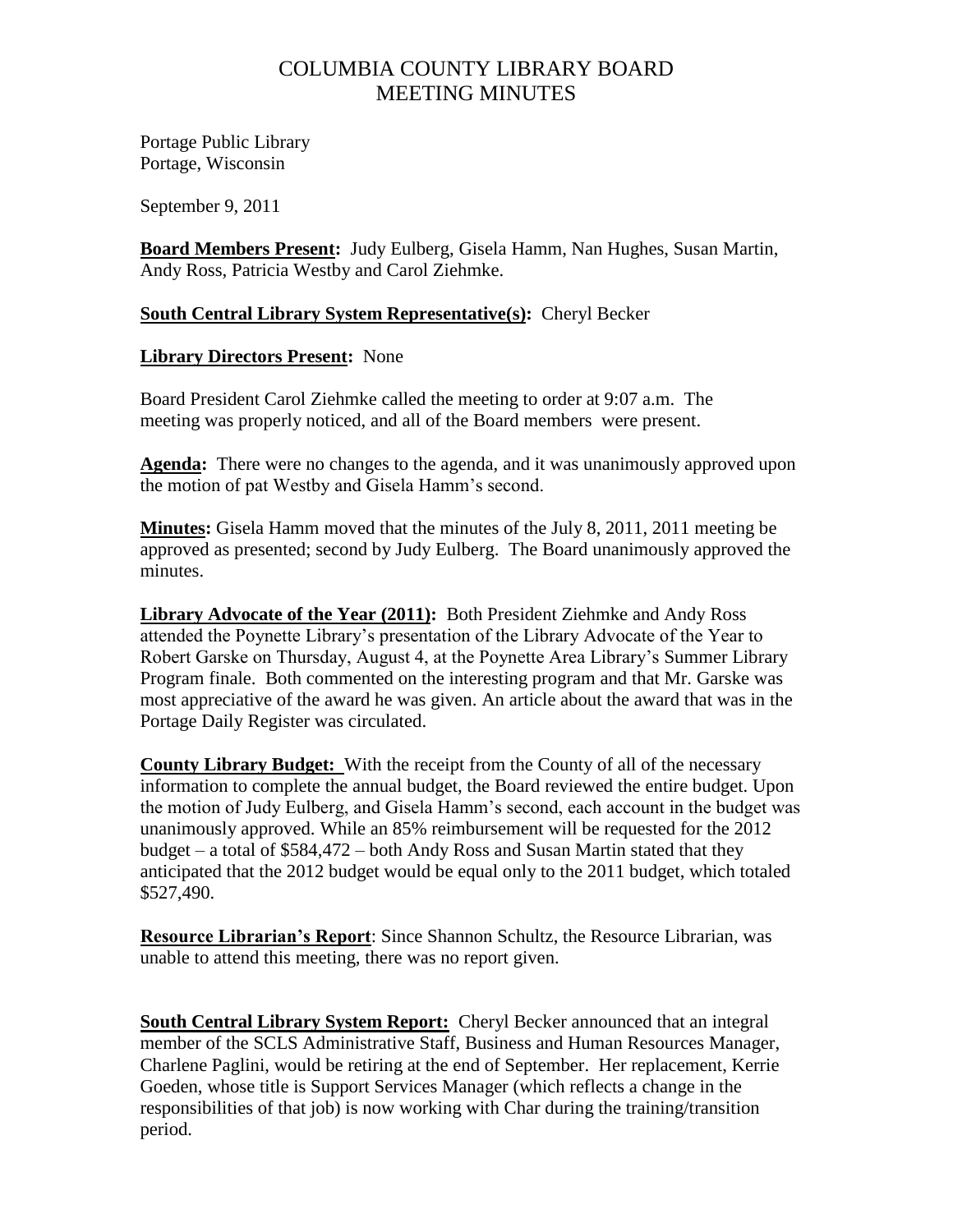# COLUMBIA COUNTY LIBRARY BOARD
# MEETING MINUTES

Portage Public Library
Portage, Wisconsin

September 9, 2011

**Board Members Present:** Judy Eulberg, Gisela Hamm, Nan Hughes, Susan Martin, Andy Ross, Patricia Westby and Carol Ziehmke.

**South Central Library System Representative(s):** Cheryl Becker

**Library Directors Present:** None

Board President Carol Ziehmke called the meeting to order at 9:07 a.m. The meeting was properly noticed, and all of the Board members were present.

**Agenda:** There were no changes to the agenda, and it was unanimously approved upon the motion of pat Westby and Gisela Hamm's second.

**Minutes:** Gisela Hamm moved that the minutes of the July 8, 2011, 2011 meeting be approved as presented; second by Judy Eulberg. The Board unanimously approved the minutes.

**Library Advocate of the Year (2011):** Both President Ziehmke and Andy Ross attended the Poynette Library's presentation of the Library Advocate of the Year to Robert Garske on Thursday, August 4, at the Poynette Area Library's Summer Library Program finale. Both commented on the interesting program and that Mr. Garske was most appreciative of the award he was given. An article about the award that was in the Portage Daily Register was circulated.

**County Library Budget:** With the receipt from the County of all of the necessary information to complete the annual budget, the Board reviewed the entire budget. Upon the motion of Judy Eulberg, and Gisela Hamm's second, each account in the budget was unanimously approved. While an 85% reimbursement will be requested for the 2012 budget – a total of $584,472 – both Andy Ross and Susan Martin stated that they anticipated that the 2012 budget would be equal only to the 2011 budget, which totaled $527,490.

**Resource Librarian's Report**: Since Shannon Schultz, the Resource Librarian, was unable to attend this meeting, there was no report given.

**South Central Library System Report:** Cheryl Becker announced that an integral member of the SCLS Administrative Staff, Business and Human Resources Manager, Charlene Paglini, would be retiring at the end of September. Her replacement, Kerrie Goeden, whose title is Support Services Manager (which reflects a change in the responsibilities of that job) is now working with Char during the training/transition period.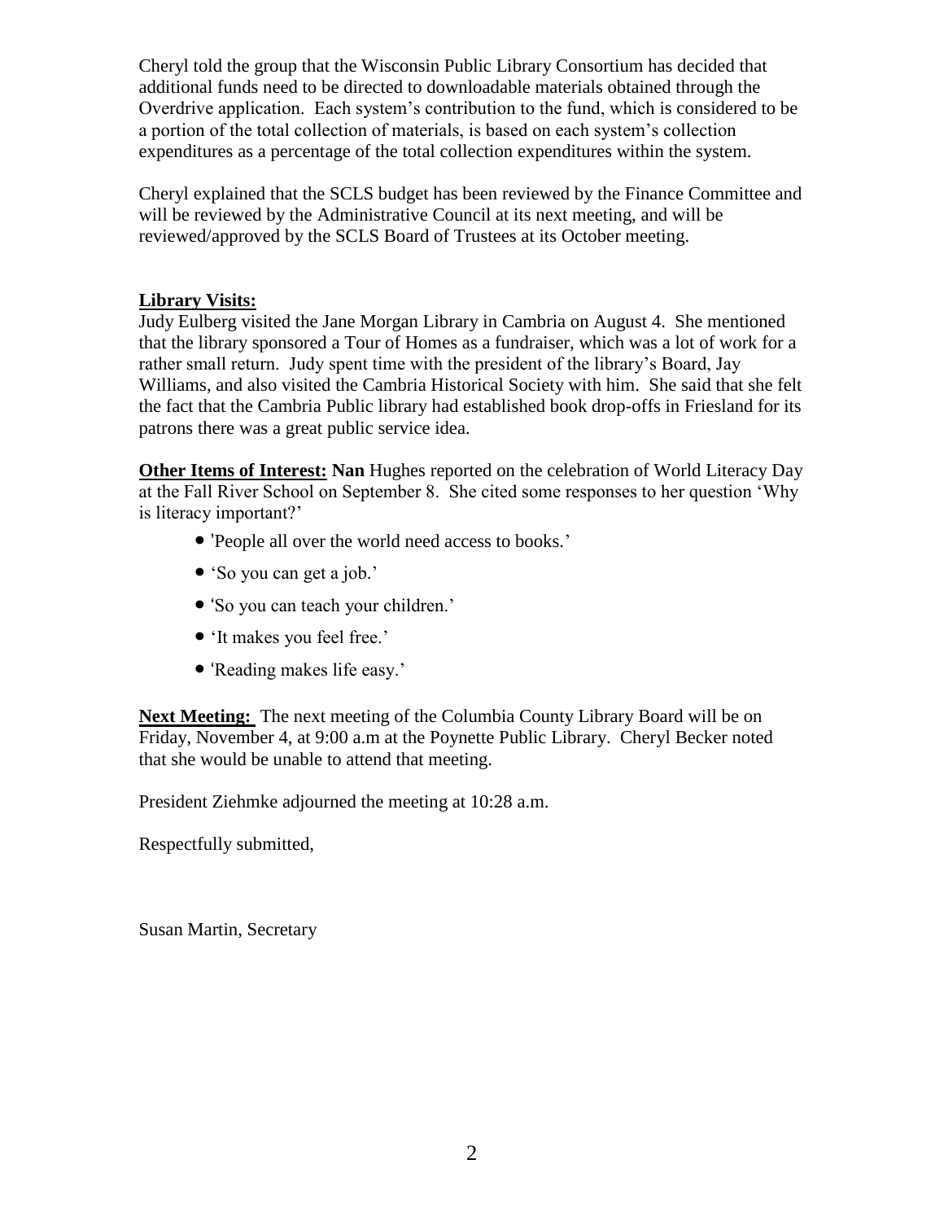Cheryl told the group that the Wisconsin Public Library Consortium has decided that additional funds need to be directed to downloadable materials obtained through the Overdrive application. Each system's contribution to the fund, which is considered to be a portion of the total collection of materials, is based on each system's collection expenditures as a percentage of the total collection expenditures within the system.

Cheryl explained that the SCLS budget has been reviewed by the Finance Committee and will be reviewed by the Administrative Council at its next meeting, and will be reviewed/approved by the SCLS Board of Trustees at its October meeting.

**Library Visits:**
Judy Eulberg visited the Jane Morgan Library in Cambria on August 4. She mentioned that the library sponsored a Tour of Homes as a fundraiser, which was a lot of work for a rather small return. Judy spent time with the president of the library's Board, Jay Williams, and also visited the Cambria Historical Society with him. She said that she felt the fact that the Cambria Public library had established book drop-offs in Friesland for its patrons there was a great public service idea.

**Other Items of Interest: Nan** Hughes reported on the celebration of World Literacy Day at the Fall River School on September 8. She cited some responses to her question 'Why is literacy important?'

- 'People all over the world need access to books.'
- 'So you can get a job.'
- 'So you can teach your children.'
- 'It makes you feel free.'
- 'Reading makes life easy.'

**Next Meeting:** The next meeting of the Columbia County Library Board will be on Friday, November 4, at 9:00 a.m at the Poynette Public Library. Cheryl Becker noted that she would be unable to attend that meeting.

President Ziehmke adjourned the meeting at 10:28 a.m.

Respectfully submitted,

Susan Martin, Secretary